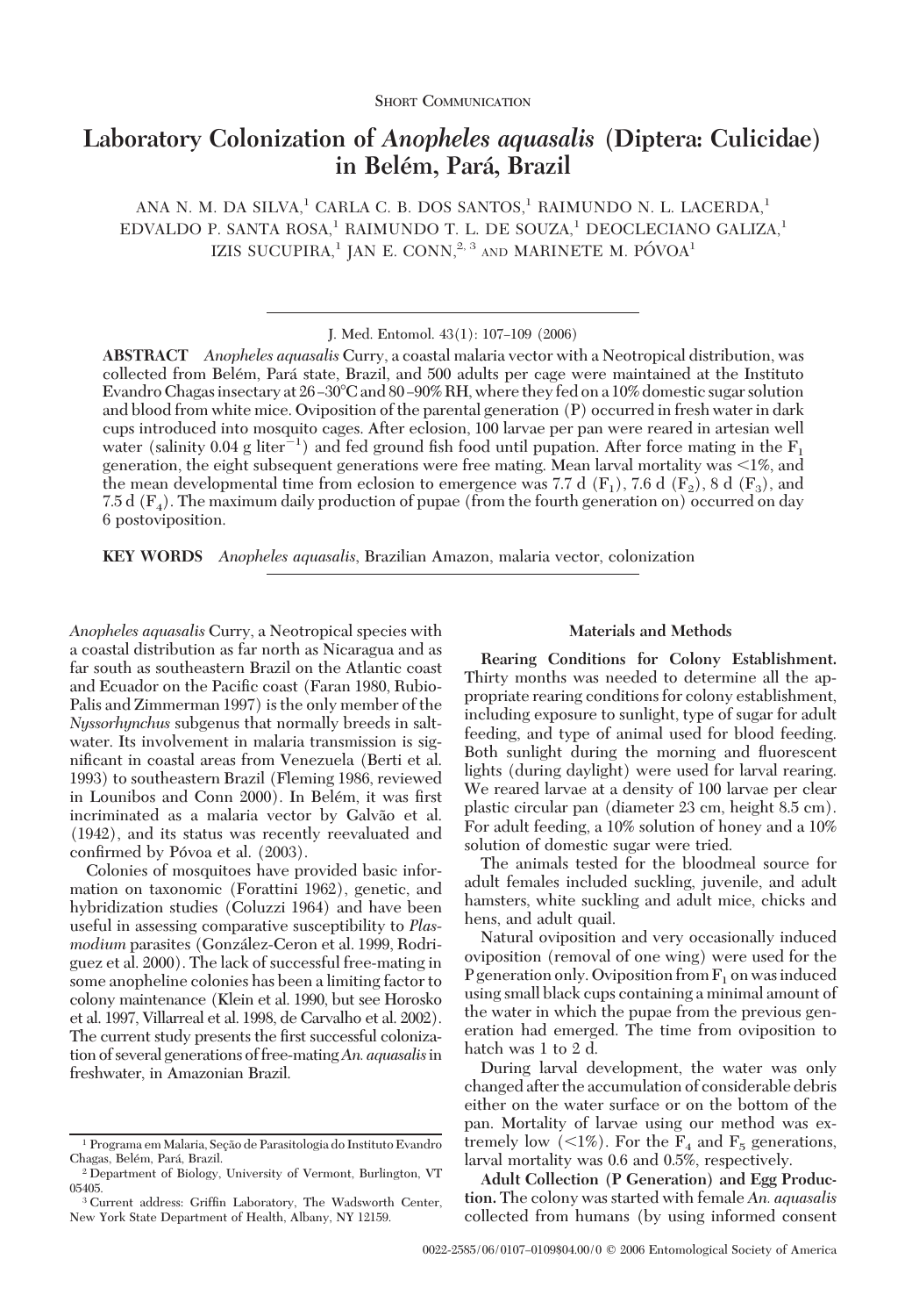Short Communication

# Laboratory Colonization of *Anopheles aquasalis* (Diptera: Culicidae) in Belém, Pará, Brazil

ANA N. M. DA SILVA,[1] CARLA C. B. DOS SANTOS,[1] RAIMUNDO N. L. LACERDA,[1] EDVALDO P. SANTA ROSA,[1] RAIMUNDO T. L. DE SOUZA,[1] DEOCLECIANO GALIZA,[1] IZIS SUCUPIRA,[1] JAN E. CONN,[2,3] AND MARINETE M. PÓVOA[1]

J. Med. Entomol. 43(1): 107–109 (2006)

**ABSTRACT** *Anopheles aquasalis* Curry, a coastal malaria vector with a Neotropical distribution, was collected from Belém, Pará state, Brazil, and 500 adults per cage were maintained at the Instituto Evandro Chagas insectary at 26–30°C and 80–90% RH, where they fed on a 10% domestic sugar solution and blood from white mice. Oviposition of the parental generation (P) occurred in fresh water in dark cups introduced into mosquito cages. After eclosion, 100 larvae per pan were reared in artesian well water (salinity 0.04 g liter$^{-1}$) and fed ground fish food until pupation. After force mating in the $F_1$ generation, the eight subsequent generations were free mating. Mean larval mortality was <1%, and the mean developmental time from eclosion to emergence was 7.7 d ($F_1$), 7.6 d ($F_2$), 8 d ($F_3$), and 7.5 d ($F_4$). The maximum daily production of pupae (from the fourth generation on) occurred on day 6 postoviposition.

**KEY WORDS** *Anopheles aquasalis*, Brazilian Amazon, malaria vector, colonization

*Anopheles aquasalis* Curry, a Neotropical species with a coastal distribution as far north as Nicaragua and as far south as southeastern Brazil on the Atlantic coast and Ecuador on the Pacific coast (Faran 1980, Rubio-Palis and Zimmerman 1997) is the only member of the *Nyssorhynchus* subgenus that normally breeds in saltwater. Its involvement in malaria transmission is significant in coastal areas from Venezuela (Berti et al. 1993) to southeastern Brazil (Fleming 1986, reviewed in Lounibos and Conn 2000). In Belém, it was first incriminated as a malaria vector by Galvão et al. (1942), and its status was recently reevaluated and confirmed by Póvoa et al. (2003).

Colonies of mosquitoes have provided basic information on taxonomic (Forattini 1962), genetic, and hybridization studies (Coluzzi 1964) and have been useful in assessing comparative susceptibility to *Plasmodium* parasites (González-Ceron et al. 1999, Rodriguez et al. 2000). The lack of successful free-mating in some anopheline colonies has been a limiting factor to colony maintenance (Klein et al. 1990, but see Horosko et al. 1997, Villarreal et al. 1998, de Carvalho et al. 2002). The current study presents the first successful colonization of several generations of free-mating *An. aquasalis* in freshwater, in Amazonian Brazil.

## Materials and Methods

**Rearing Conditions for Colony Establishment.** Thirty months was needed to determine all the appropriate rearing conditions for colony establishment, including exposure to sunlight, type of sugar for adult feeding, and type of animal used for blood feeding. Both sunlight during the morning and fluorescent lights (during daylight) were used for larval rearing. We reared larvae at a density of 100 larvae per clear plastic circular pan (diameter 23 cm, height 8.5 cm). For adult feeding, a 10% solution of honey and a 10% solution of domestic sugar were tried.

The animals tested for the bloodmeal source for adult females included suckling, juvenile, and adult hamsters, white suckling and adult mice, chicks and hens, and adult quail.

Natural oviposition and very occasionally induced oviposition (removal of one wing) were used for the P generation only. Oviposition from $F_1$ on was induced using small black cups containing a minimal amount of the water in which the pupae from the previous generation had emerged. The time from oviposition to hatch was 1 to 2 d.

During larval development, the water was only changed after the accumulation of considerable debris either on the water surface or on the bottom of the pan. Mortality of larvae using our method was extremely low (<1%). For the $F_4$ and $F_5$ generations, larval mortality was 0.6 and 0.5%, respectively.

**Adult Collection (P Generation) and Egg Production.** The colony was started with female *An. aquasalis* collected from humans (by using informed consent

---

[1] Programa em Malaria, Seção de Parasitologia do Instituto Evandro Chagas, Belém, Pará, Brazil.

[2] Department of Biology, University of Vermont, Burlington, VT 05405.

[3] Current address: Griffin Laboratory, The Wadsworth Center, New York State Department of Health, Albany, NY 12159.

0022-2585/06/0107–0109$04.00/0 © 2006 Entomological Society of America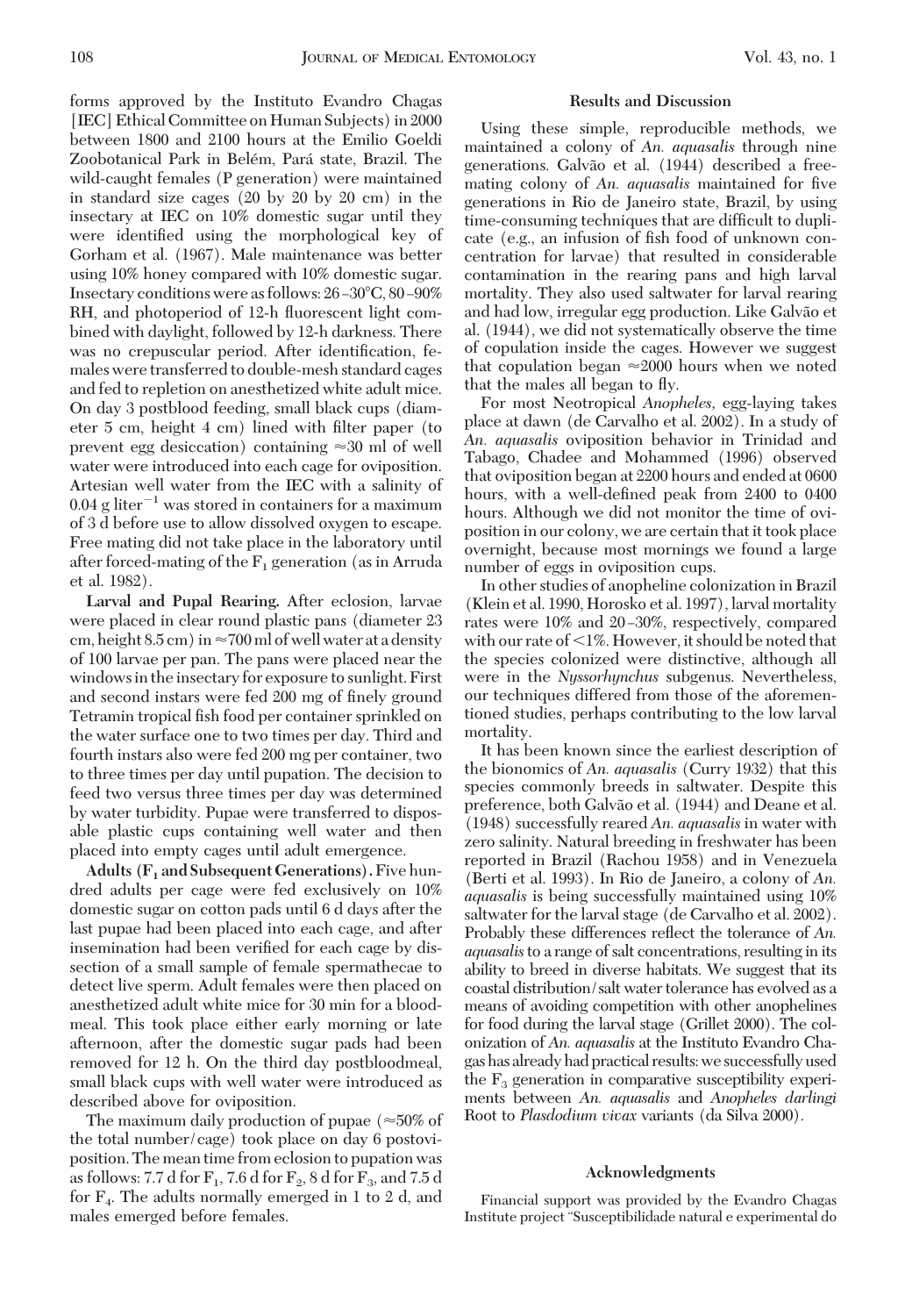forms approved by the Instituto Evandro Chagas [IEC] Ethical Committee on Human Subjects) in 2000 between 1800 and 2100 hours at the Emilio Goeldi Zoobotanical Park in Belém, Pará state, Brazil. The wild-caught females (P generation) were maintained in standard size cages (20 by 20 by 20 cm) in the insectary at IEC on 10% domestic sugar until they were identified using the morphological key of Gorham et al. (1967). Male maintenance was better using 10% honey compared with 10% domestic sugar. Insectary conditions were as follows: 26–30°C, 80–90% RH, and photoperiod of 12-h fluorescent light combined with daylight, followed by 12-h darkness. There was no crepuscular period. After identification, females were transferred to double-mesh standard cages and fed to repletion on anesthetized white adult mice. On day 3 postblood feeding, small black cups (diameter 5 cm, height 4 cm) lined with filter paper (to prevent egg desiccation) containing ≈30 ml of well water were introduced into each cage for oviposition. Artesian well water from the IEC with a salinity of 0.04 g $liter^{-1}$ was stored in containers for a maximum of 3 d before use to allow dissolved oxygen to escape. Free mating did not take place in the laboratory until after forced-mating of the $F_1$ generation (as in Arruda et al. 1982).

**Larval and Pupal Rearing.** After eclosion, larvae were placed in clear round plastic pans (diameter 23 cm, height 8.5 cm) in ≈700 ml of well water at a density of 100 larvae per pan. The pans were placed near the windows in the insectary for exposure to sunlight. First and second instars were fed 200 mg of finely ground Tetramin tropical fish food per container sprinkled on the water surface one to two times per day. Third and fourth instars also were fed 200 mg per container, two to three times per day until pupation. The decision to feed two versus three times per day was determined by water turbidity. Pupae were transferred to disposable plastic cups containing well water and then placed into empty cages until adult emergence.

**Adults ($F_1$ and Subsequent Generations).** Five hundred adults per cage were fed exclusively on 10% domestic sugar on cotton pads until 6 d days after the last pupae had been placed into each cage, and after insemination had been verified for each cage by dissection of a small sample of female spermathecae to detect live sperm. Adult females were then placed on anesthetized adult white mice for 30 min for a bloodmeal. This took place either early morning or late afternoon, after the domestic sugar pads had been removed for 12 h. On the third day postbloodmeal, small black cups with well water were introduced as described above for oviposition.

The maximum daily production of pupae (≈50% of the total number/cage) took place on day 6 postoviposition. The mean time from eclosion to pupation was as follows: 7.7 d for $F_1$, 7.6 d for $F_2$, 8 d for $F_3$, and 7.5 d for $F_4$. The adults normally emerged in 1 to 2 d, and males emerged before females.

## Results and Discussion

Using these simple, reproducible methods, we maintained a colony of *An. aquasalis* through nine generations. Galvão et al. (1944) described a free-mating colony of *An. aquasalis* maintained for five generations in Rio de Janeiro state, Brazil, by using time-consuming techniques that are difficult to duplicate (e.g., an infusion of fish food of unknown concentration for larvae) that resulted in considerable contamination in the rearing pans and high larval mortality. They also used saltwater for larval rearing and had low, irregular egg production. Like Galvão et al. (1944), we did not systematically observe the time of copulation inside the cages. However we suggest that copulation began ≈2000 hours when we noted that the males all began to fly.

For most Neotropical *Anopheles*, egg-laying takes place at dawn (de Carvalho et al. 2002). In a study of *An. aquasalis* oviposition behavior in Trinidad and Tabago, Chadee and Mohammed (1996) observed that oviposition began at 2200 hours and ended at 0600 hours, with a well-defined peak from 2400 to 0400 hours. Although we did not monitor the time of oviposition in our colony, we are certain that it took place overnight, because most mornings we found a large number of eggs in oviposition cups.

In other studies of anopheline colonization in Brazil (Klein et al. 1990, Horosko et al. 1997), larval mortality rates were 10% and 20–30%, respectively, compared with our rate of <1%. However, it should be noted that the species colonized were distinctive, although all were in the *Nyssorhynchus* subgenus. Nevertheless, our techniques differed from those of the aforementioned studies, perhaps contributing to the low larval mortality.

It has been known since the earliest description of the bionomics of *An. aquasalis* (Curry 1932) that this species commonly breeds in saltwater. Despite this preference, both Galvão et al. (1944) and Deane et al. (1948) successfully reared *An. aquasalis* in water with zero salinity. Natural breeding in freshwater has been reported in Brazil (Rachou 1958) and in Venezuela (Berti et al. 1993). In Rio de Janeiro, a colony of *An. aquasalis* is being successfully maintained using 10% saltwater for the larval stage (de Carvalho et al. 2002). Probably these differences reflect the tolerance of *An. aquasalis* to a range of salt concentrations, resulting in its ability to breed in diverse habitats. We suggest that its coastal distribution/salt water tolerance has evolved as a means of avoiding competition with other anophelines for food during the larval stage (Grillet 2000). The colonization of *An. aquasalis* at the Instituto Evandro Chagas has already had practical results: we successfully used the $F_3$ generation in comparative susceptibility experiments between *An. aquasalis* and *Anopheles darlingi* Root to *Plasdodium vivax* variants (da Silva 2000).

## Acknowledgments

Financial support was provided by the Evandro Chagas Institute project "Susceptibilidade natural e experimental do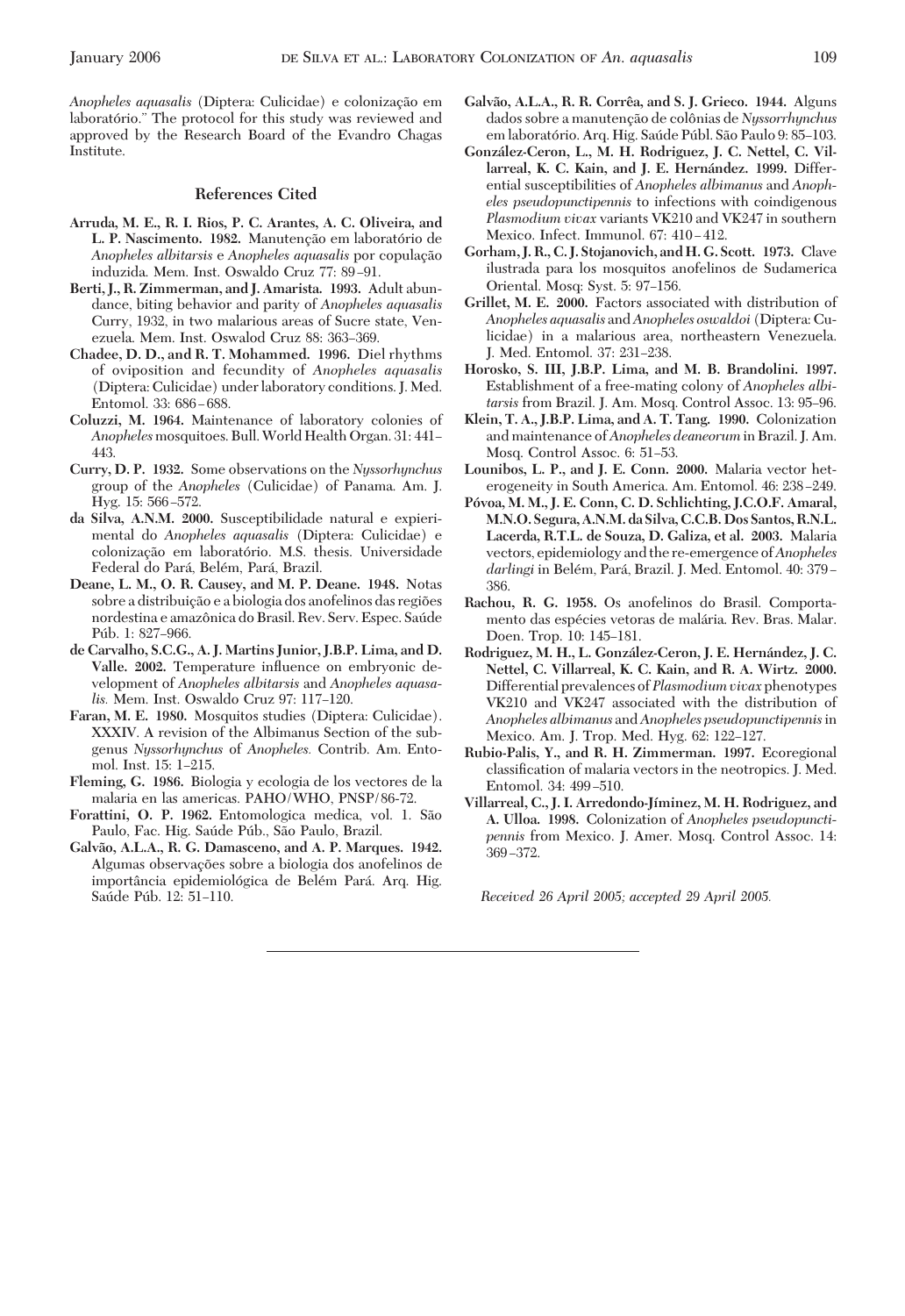*Anopheles aquasalis* (Diptera: Culicidae) e colonização em laboratório." The protocol for this study was reviewed and approved by the Research Board of the Evandro Chagas Institute.

## References Cited

**Arruda, M. E., R. I. Rios, P. C. Arantes, A. C. Oliveira, and L. P. Nascimento. 1982.** Manutenção em laboratório de *Anopheles albitarsis* e *Anopheles aquasalis* por copulação induzida. Mem. Inst. Oswaldo Cruz 77: 89–91.

**Berti, J., R. Zimmerman, and J. Amarista. 1993.** Adult abundance, biting behavior and parity of *Anopheles aquasalis* Curry, 1932, in two malarious areas of Sucre state, Venezuela. Mem. Inst. Oswalod Cruz 88: 363–369.

**Chadee, D. D., and R. T. Mohammed. 1996.** Diel rhythms of oviposition and fecundity of *Anopheles aquasalis* (Diptera: Culicidae) under laboratory conditions. J. Med. Entomol. 33: 686–688.

**Coluzzi, M. 1964.** Maintenance of laboratory colonies of *Anopheles* mosquitoes. Bull. World Health Organ. 31: 441–443.

**Curry, D. P. 1932.** Some observations on the *Nyssorhynchus* group of the *Anopheles* (Culicidae) of Panama. Am. J. Hyg. 15: 566–572.

**da Silva, A.N.M. 2000.** Susceptibilidade natural e expierimental do *Anopheles aquasalis* (Diptera: Culicidae) e colonização em laboratório. M.S. thesis. Universidade Federal do Pará, Belém, Pará, Brazil.

**Deane, L. M., O. R. Causey, and M. P. Deane. 1948.** Notas sobre a distribuição e a biologia dos anofelinos das regiões nordestina e amazônica do Brasil. Rev. Serv. Espec. Saúde Púb. 1: 827–966.

**de Carvalho, S.C.G., A. J. Martins Junior, J.B.P. Lima, and D. Valle. 2002.** Temperature influence on embryonic development of *Anopheles albitarsis* and *Anopheles aquasalis.* Mem. Inst. Oswaldo Cruz 97: 117–120.

**Faran, M. E. 1980.** Mosquitos studies (Diptera: Culicidae). XXXIV. A revision of the Albimanus Section of the subgenus *Nyssorhynchus* of *Anopheles.* Contrib. Am. Entomol. Inst. 15: 1–215.

**Fleming, G. 1986.** Biologia y ecologia de los vectores de la malaria en las americas. PAHO/WHO, PNSP/86-72.

**Forattini, O. P. 1962.** Entomologica medica, vol. 1. São Paulo, Fac. Hig. Saúde Púb., São Paulo, Brazil.

**Galvão, A.L.A., R. G. Damasceno, and A. P. Marques. 1942.** Algumas observações sobre a biologia dos anofelinos de importância epidemiológica de Belém Pará. Arq. Hig. Saúde Púb. 12: 51–110.

**Galvão, A.L.A., R. R. Corrêa, and S. J. Grieco. 1944.** Alguns dados sobre a manutenção de colônias de *Nyssorrhynchus* em laboratório. Arq. Hig. Saúde Públ. São Paulo 9: 85–103.

**González-Ceron, L., M. H. Rodriguez, J. C. Nettel, C. Villarreal, K. C. Kain, and J. E. Hernández. 1999.** Differential susceptibilities of *Anopheles albimanus* and *Anopheles pseudopunctipennis* to infections with coindigenous *Plasmodium vivax* variants VK210 and VK247 in southern Mexico. Infect. Immunol. 67: 410–412.

**Gorham, J. R., C. J. Stojanovich, and H. G. Scott. 1973.** Clave ilustrada para los mosquitos anofelinos de Sudamerica Oriental. Mosq: Syst. 5: 97–156.

**Grillet, M. E. 2000.** Factors associated with distribution of *Anopheles aquasalis* and *Anopheles oswaldoi* (Diptera: Culicidae) in a malarious area, northeastern Venezuela. J. Med. Entomol. 37: 231–238.

**Horosko, S. III, J.B.P. Lima, and M. B. Brandolini. 1997.** Establishment of a free-mating colony of *Anopheles albitarsis* from Brazil. J. Am. Mosq. Control Assoc. 13: 95–96.

**Klein, T. A., J.B.P. Lima, and A. T. Tang. 1990.** Colonization and maintenance of *Anopheles deaneorum* in Brazil. J. Am. Mosq. Control Assoc. 6: 51–53.

**Lounibos, L. P., and J. E. Conn. 2000.** Malaria vector heterogeneity in South America. Am. Entomol. 46: 238–249.

**Póvoa, M. M., J. E. Conn, C. D. Schlichting, J.C.O.F. Amaral, M.N.O. Segura, A.N.M. da Silva, C.C.B. Dos Santos, R.N.L. Lacerda, R.T.L. de Souza, D. Galiza, et al. 2003.** Malaria vectors, epidemiology and the re-emergence of *Anopheles darlingi* in Belém, Pará, Brazil. J. Med. Entomol. 40: 379–386.

**Rachou, R. G. 1958.** Os anofelinos do Brasil. Comportamento das espécies vetoras de malária. Rev. Bras. Malar. Doen. Trop. 10: 145–181.

**Rodriguez, M. H., L. González-Ceron, J. E. Hernández, J. C. Nettel, C. Villarreal, K. C. Kain, and R. A. Wirtz. 2000.** Differential prevalences of *Plasmodium vivax* phenotypes VK210 and VK247 associated with the distribution of *Anopheles albimanus* and *Anopheles pseudopunctipennis* in Mexico. Am. J. Trop. Med. Hyg. 62: 122–127.

**Rubio-Palis, Y., and R. H. Zimmerman. 1997.** Ecoregional classification of malaria vectors in the neotropics. J. Med. Entomol. 34: 499–510.

**Villarreal, C., J. I. Arredondo-Jíminez, M. H. Rodriguez, and A. Ulloa. 1998.** Colonization of *Anopheles pseudopunctipennis* from Mexico. J. Amer. Mosq. Control Assoc. 14: 369–372.

*Received 26 April 2005; accepted 29 April 2005.*